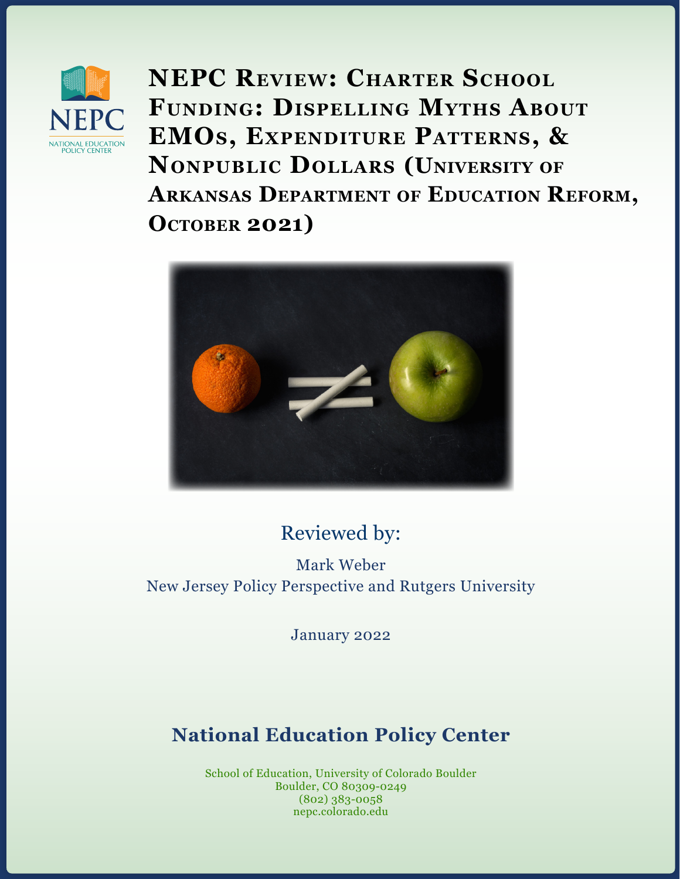NEPC

NATIONAL EDUCATION POLICY CENTER

# NEPC Review: Charter School Funding: Dispelling Myths About EMOs, Expenditure Patterns, & Nonpublic Dollars (University of Arkansas Department of Education Reform, October 2021)

Reviewed by:

Mark Weber

New Jersey Policy Perspective and Rutgers University

January 2022

**National Education Policy Center**

School of Education, University of Colorado Boulder
Boulder, CO 80309-0249
(802) 383-0058
nepc.colorado.edu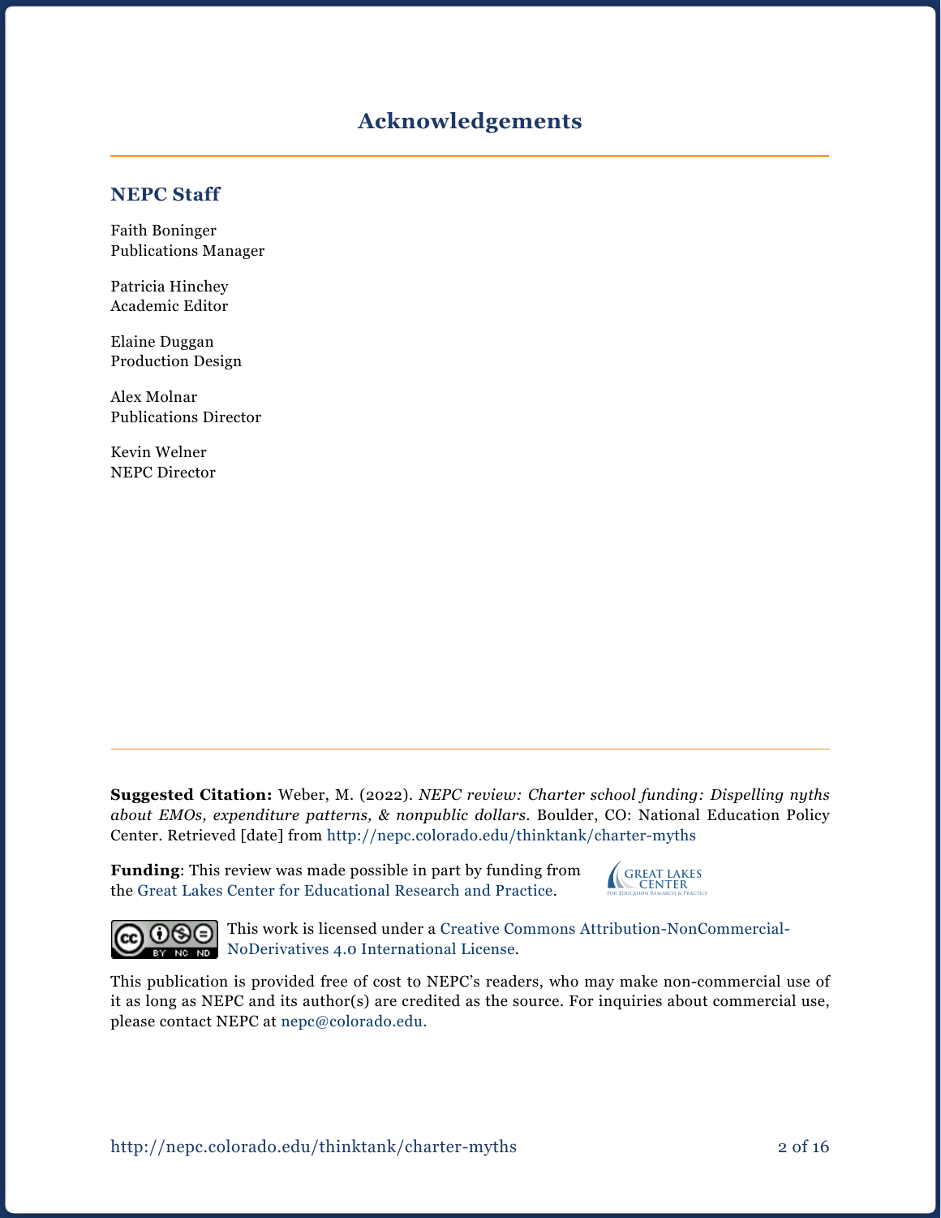# Acknowledgements

## NEPC Staff

Faith Boninger
Publications Manager

Patricia Hinchey
Academic Editor

Elaine Duggan
Production Design

Alex Molnar
Publications Director

Kevin Welner
NEPC Director

**Suggested Citation:** Weber, M. (2022). *NEPC review: Charter school funding: Dispelling nyths about EMOs, expenditure patterns, & nonpublic dollars*. Boulder, CO: National Education Policy Center. Retrieved [date] from http://nepc.colorado.edu/thinktank/charter-myths

**Funding**: This review was made possible in part by funding from the Great Lakes Center for Educational Research and Practice.

This work is licensed under a Creative Commons Attribution-NonCommercial-NoDerivatives 4.0 International License.

This publication is provided free of cost to NEPC's readers, who may make non-commercial use of it as long as NEPC and its author(s) are credited as the source. For inquiries about commercial use, please contact NEPC at nepc@colorado.edu.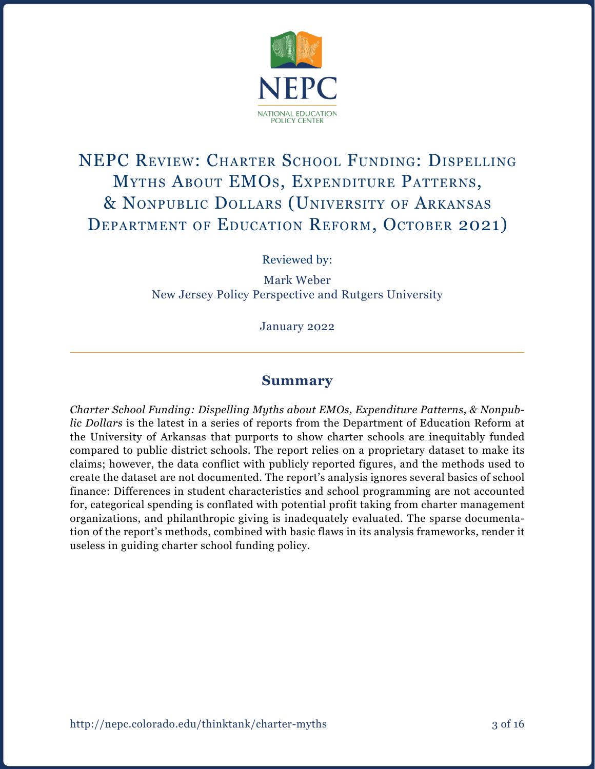NEPC

NATIONAL EDUCATION POLICY CENTER

# NEPC Review: Charter School Funding: Dispelling Myths About EMOs, Expenditure Patterns, & Nonpublic Dollars (University of Arkansas Department of Education Reform, October 2021)

Reviewed by:

Mark Weber
New Jersey Policy Perspective and Rutgers University

January 2022

---

## Summary

*Charter School Funding: Dispelling Myths about EMOs, Expenditure Patterns, & Nonpublic Dollars* is the latest in a series of reports from the Department of Education Reform at the University of Arkansas that purports to show charter schools are inequitably funded compared to public district schools. The report relies on a proprietary dataset to make its claims; however, the data conflict with publicly reported figures, and the methods used to create the dataset are not documented. The report's analysis ignores several basics of school finance: Differences in student characteristics and school programming are not accounted for, categorical spending is conflated with potential profit taking from charter management organizations, and philanthropic giving is inadequately evaluated. The sparse documentation of the report's methods, combined with basic flaws in its analysis frameworks, render it useless in guiding charter school funding policy.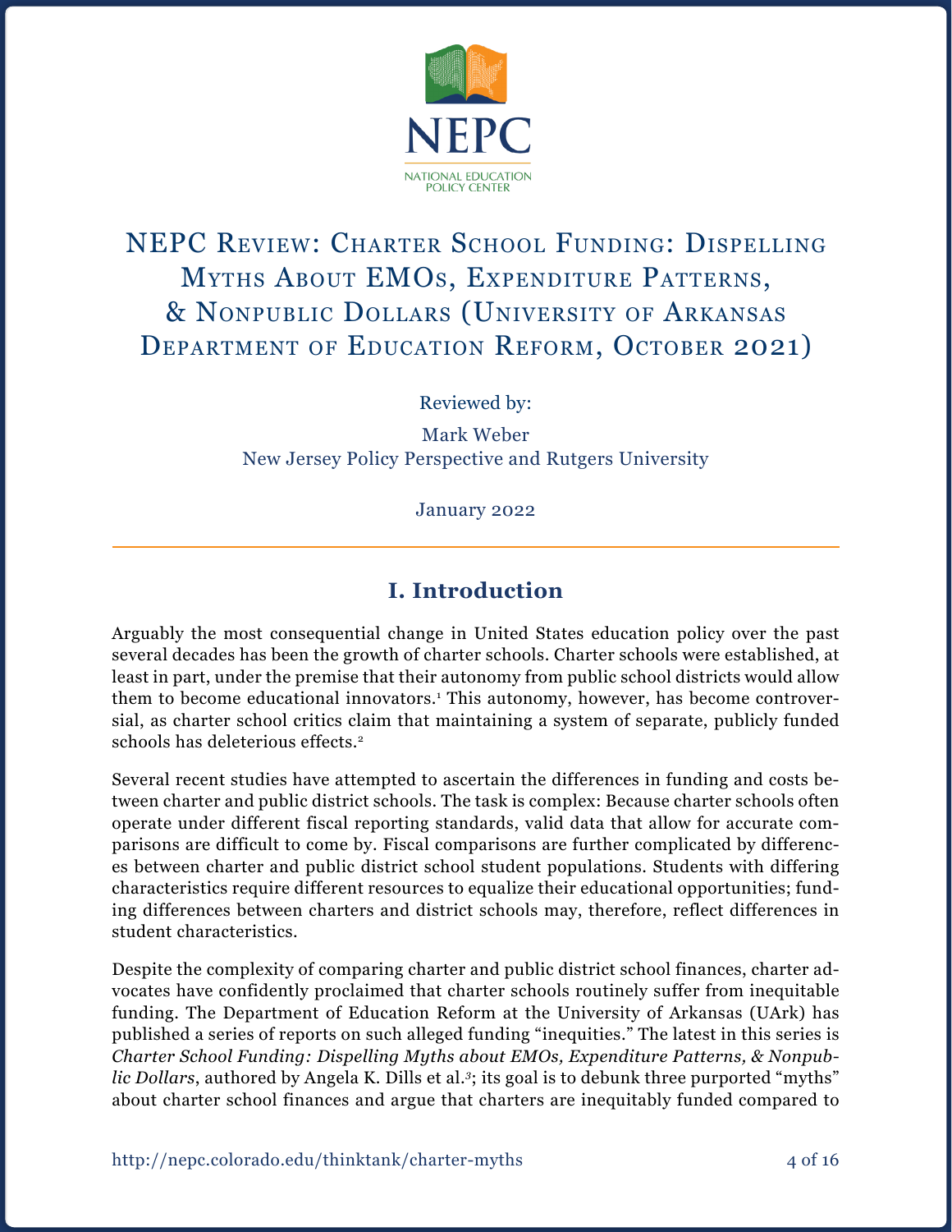NEPC
NATIONAL EDUCATION POLICY CENTER

# NEPC Review: Charter School Funding: Dispelling Myths About EMOs, Expenditure Patterns, & Nonpublic Dollars (University of Arkansas Department of Education Reform, October 2021)

Reviewed by:

Mark Weber
New Jersey Policy Perspective and Rutgers University

January 2022

## I. Introduction

Arguably the most consequential change in United States education policy over the past several decades has been the growth of charter schools. Charter schools were established, at least in part, under the premise that their autonomy from public school districts would allow them to become educational innovators.[1] This autonomy, however, has become controversial, as charter school critics claim that maintaining a system of separate, publicly funded schools has deleterious effects.[2]

Several recent studies have attempted to ascertain the differences in funding and costs between charter and public district schools. The task is complex: Because charter schools often operate under different fiscal reporting standards, valid data that allow for accurate comparisons are difficult to come by. Fiscal comparisons are further complicated by differences between charter and public district school student populations. Students with differing characteristics require different resources to equalize their educational opportunities; funding differences between charters and district schools may, therefore, reflect differences in student characteristics.

Despite the complexity of comparing charter and public district school finances, charter advocates have confidently proclaimed that charter schools routinely suffer from inequitable funding. The Department of Education Reform at the University of Arkansas (UArk) has published a series of reports on such alleged funding "inequities." The latest in this series is *Charter School Funding: Dispelling Myths about EMOs, Expenditure Patterns, & Nonpublic Dollars*, authored by Angela K. Dills et al.[3]; its goal is to debunk three purported "myths" about charter school finances and argue that charters are inequitably funded compared to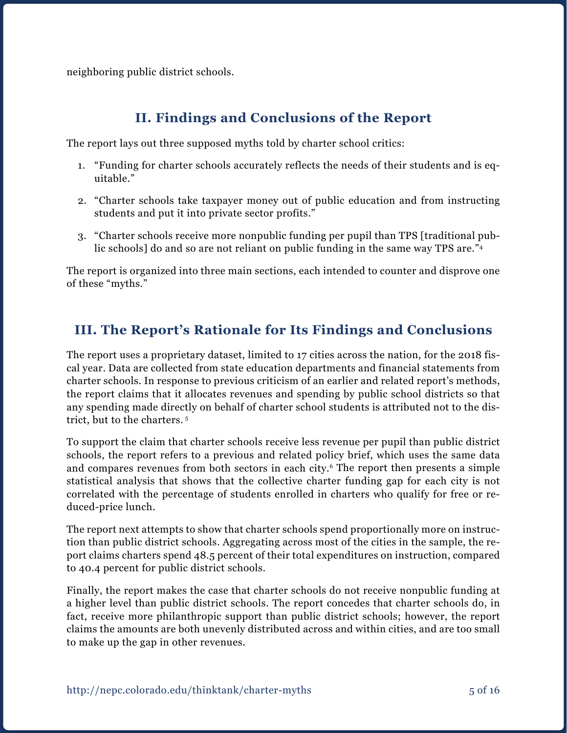neighboring public district schools.

## II. Findings and Conclusions of the Report

The report lays out three supposed myths told by charter school critics:

1. "Funding for charter schools accurately reflects the needs of their students and is equitable."
2. "Charter schools take taxpayer money out of public education and from instructing students and put it into private sector profits."
3. "Charter schools receive more nonpublic funding per pupil than TPS [traditional public schools] do and so are not reliant on public funding in the same way TPS are."[4]

The report is organized into three main sections, each intended to counter and disprove one of these "myths."

## III. The Report's Rationale for Its Findings and Conclusions

The report uses a proprietary dataset, limited to 17 cities across the nation, for the 2018 fiscal year. Data are collected from state education departments and financial statements from charter schools. In response to previous criticism of an earlier and related report's methods, the report claims that it allocates revenues and spending by public school districts so that any spending made directly on behalf of charter school students is attributed not to the district, but to the charters. [5]

To support the claim that charter schools receive less revenue per pupil than public district schools, the report refers to a previous and related policy brief, which uses the same data and compares revenues from both sectors in each city.[6] The report then presents a simple statistical analysis that shows that the collective charter funding gap for each city is not correlated with the percentage of students enrolled in charters who qualify for free or reduced-price lunch.

The report next attempts to show that charter schools spend proportionally more on instruction than public district schools. Aggregating across most of the cities in the sample, the report claims charters spend 48.5 percent of their total expenditures on instruction, compared to 40.4 percent for public district schools.

Finally, the report makes the case that charter schools do not receive nonpublic funding at a higher level than public district schools. The report concedes that charter schools do, in fact, receive more philanthropic support than public district schools; however, the report claims the amounts are both unevenly distributed across and within cities, and are too small to make up the gap in other revenues.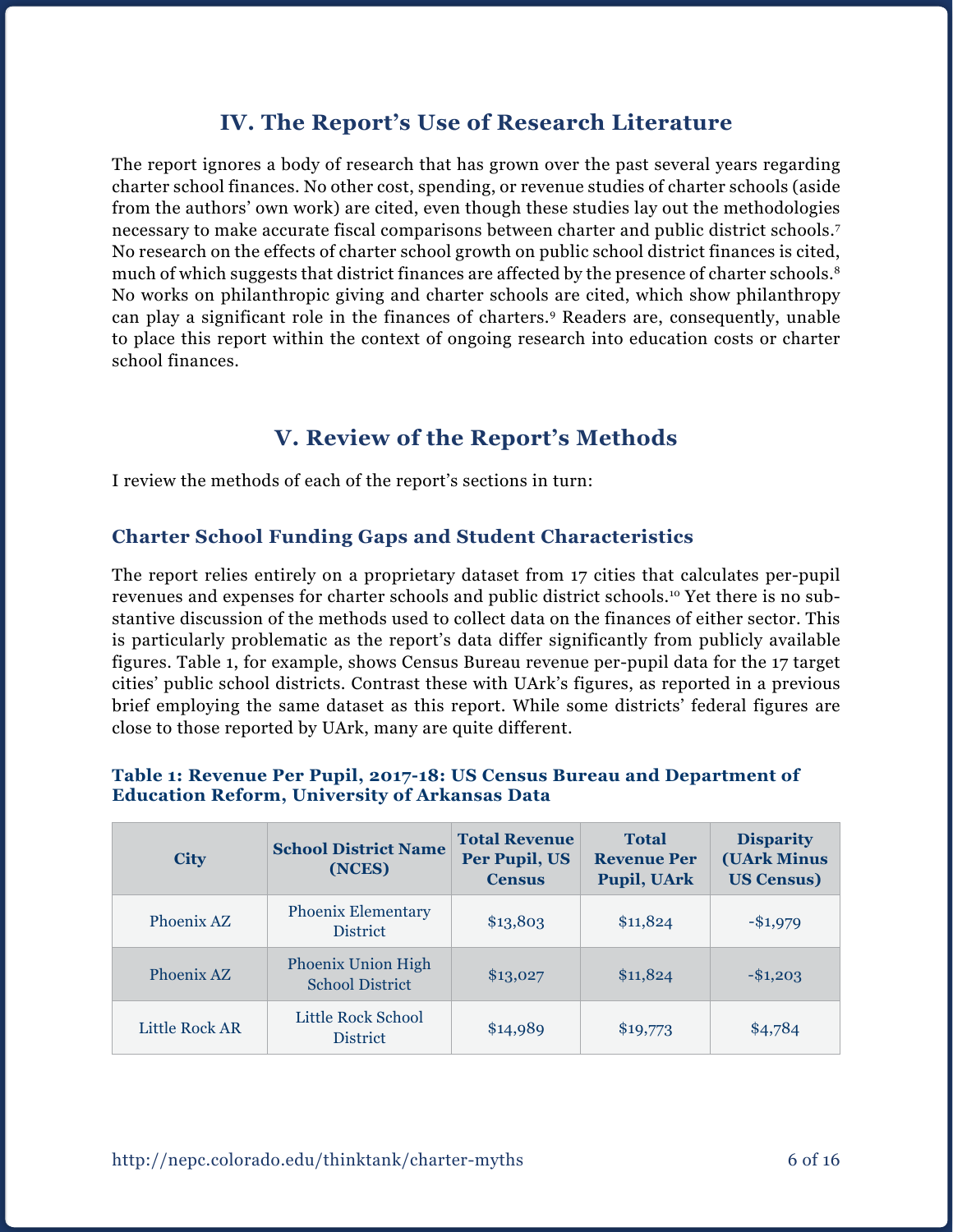## IV. The Report's Use of Research Literature

The report ignores a body of research that has grown over the past several years regarding charter school finances. No other cost, spending, or revenue studies of charter schools (aside from the authors' own work) are cited, even though these studies lay out the methodologies necessary to make accurate fiscal comparisons between charter and public district schools.[7] No research on the effects of charter school growth on public school district finances is cited, much of which suggests that district finances are affected by the presence of charter schools.[8] No works on philanthropic giving and charter schools are cited, which show philanthropy can play a significant role in the finances of charters.[9] Readers are, consequently, unable to place this report within the context of ongoing research into education costs or charter school finances.

## V. Review of the Report's Methods

I review the methods of each of the report's sections in turn:

### Charter School Funding Gaps and Student Characteristics

The report relies entirely on a proprietary dataset from 17 cities that calculates per-pupil revenues and expenses for charter schools and public district schools.[10] Yet there is no substantive discussion of the methods used to collect data on the finances of either sector. This is particularly problematic as the report's data differ significantly from publicly available figures. Table 1, for example, shows Census Bureau revenue per-pupil data for the 17 target cities' public school districts. Contrast these with UArk's figures, as reported in a previous brief employing the same dataset as this report. While some districts' federal figures are close to those reported by UArk, many are quite different.

**Table 1: Revenue Per Pupil, 2017-18: US Census Bureau and Department of Education Reform, University of Arkansas Data**

| City | School District Name (NCES) | Total Revenue Per Pupil, US Census | Total Revenue Per Pupil, UArk | Disparity (UArk Minus US Census) |
|---|---|---|---|---|
| Phoenix AZ | Phoenix Elementary District | $13,803 | $11,824 | -$1,979 |
| Phoenix AZ | Phoenix Union High School District | $13,027 | $11,824 | -$1,203 |
| Little Rock AR | Little Rock School District | $14,989 | $19,773 | $4,784 |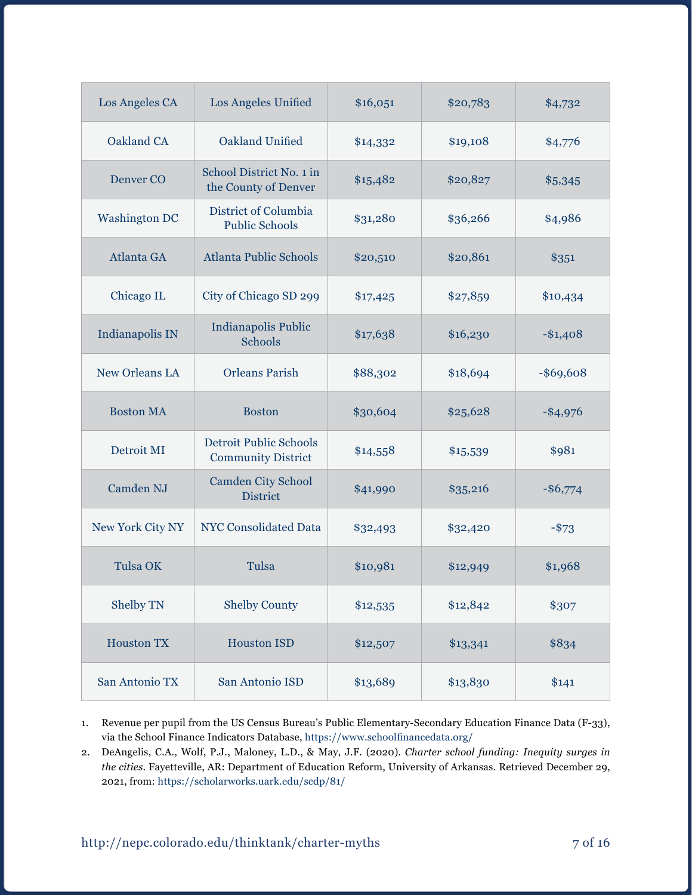| Los Angeles CA | Los Angeles Unified | $16,051 | $20,783 | $4,732 |
|---|---|---|---|---|
| Oakland CA | Oakland Unified | $14,332 | $19,108 | $4,776 |
| Denver CO | School District No. 1 in the County of Denver | $15,482 | $20,827 | $5,345 |
| Washington DC | District of Columbia Public Schools | $31,280 | $36,266 | $4,986 |
| Atlanta GA | Atlanta Public Schools | $20,510 | $20,861 | $351 |
| Chicago IL | City of Chicago SD 299 | $17,425 | $27,859 | $10,434 |
| Indianapolis IN | Indianapolis Public Schools | $17,638 | $16,230 | -$1,408 |
| New Orleans LA | Orleans Parish | $88,302 | $18,694 | -$69,608 |
| Boston MA | Boston | $30,604 | $25,628 | -$4,976 |
| Detroit MI | Detroit Public Schools Community District | $14,558 | $15,539 | $981 |
| Camden NJ | Camden City School District | $41,990 | $35,216 | -$6,774 |
| New York City NY | NYC Consolidated Data | $32,493 | $32,420 | -$73 |
| Tulsa OK | Tulsa | $10,981 | $12,949 | $1,968 |
| Shelby TN | Shelby County | $12,535 | $12,842 | $307 |
| Houston TX | Houston ISD | $12,507 | $13,341 | $834 |
| San Antonio TX | San Antonio ISD | $13,689 | $13,830 | $141 |

1. Revenue per pupil from the US Census Bureau's Public Elementary-Secondary Education Finance Data (F-33), via the School Finance Indicators Database, https://www.schoolfinancedata.org/
2. DeAngelis, C.A., Wolf, P.J., Maloney, L.D., & May, J.F. (2020). *Charter school funding: Inequity surges in the cities*. Fayetteville, AR: Department of Education Reform, University of Arkansas. Retrieved December 29, 2021, from: https://scholarworks.uark.edu/scdp/81/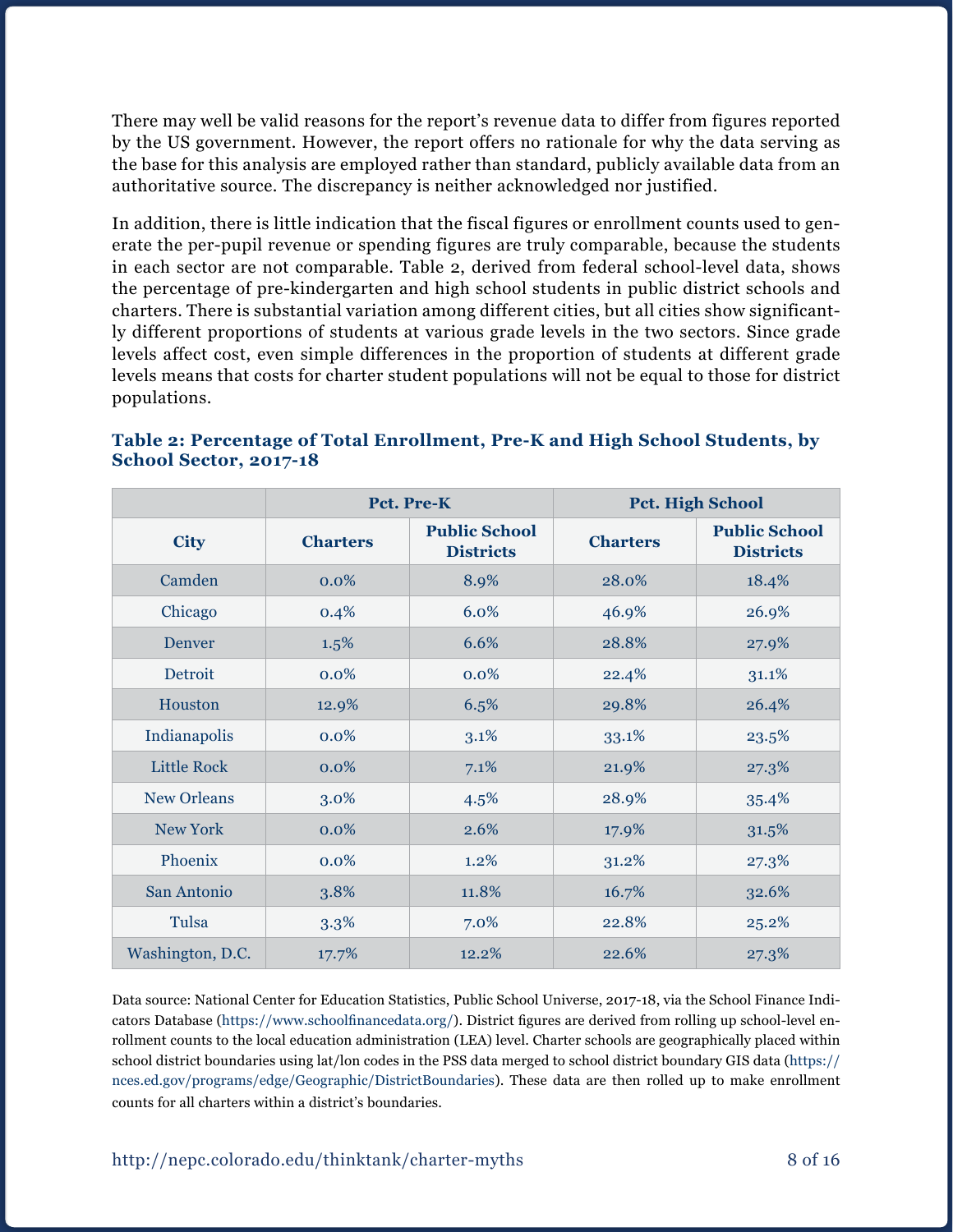There may well be valid reasons for the report's revenue data to differ from figures reported by the US government. However, the report offers no rationale for why the data serving as the base for this analysis are employed rather than standard, publicly available data from an authoritative source. The discrepancy is neither acknowledged nor justified.

In addition, there is little indication that the fiscal figures or enrollment counts used to generate the per-pupil revenue or spending figures are truly comparable, because the students in each sector are not comparable. Table 2, derived from federal school-level data, shows the percentage of pre-kindergarten and high school students in public district schools and charters. There is substantial variation among different cities, but all cities show significantly different proportions of students at various grade levels in the two sectors. Since grade levels affect cost, even simple differences in the proportion of students at different grade levels means that costs for charter student populations will not be equal to those for district populations.

### Table 2: Percentage of Total Enrollment, Pre-K and High School Students, by School Sector, 2017-18

| | Pct. Pre-K | | Pct. High School | |
|---|---|---|---|---|
| **City** | **Charters** | **Public School Districts** | **Charters** | **Public School Districts** |
| Camden | 0.0% | 8.9% | 28.0% | 18.4% |
| Chicago | 0.4% | 6.0% | 46.9% | 26.9% |
| Denver | 1.5% | 6.6% | 28.8% | 27.9% |
| Detroit | 0.0% | 0.0% | 22.4% | 31.1% |
| Houston | 12.9% | 6.5% | 29.8% | 26.4% |
| Indianapolis | 0.0% | 3.1% | 33.1% | 23.5% |
| Little Rock | 0.0% | 7.1% | 21.9% | 27.3% |
| New Orleans | 3.0% | 4.5% | 28.9% | 35.4% |
| New York | 0.0% | 2.6% | 17.9% | 31.5% |
| Phoenix | 0.0% | 1.2% | 31.2% | 27.3% |
| San Antonio | 3.8% | 11.8% | 16.7% | 32.6% |
| Tulsa | 3.3% | 7.0% | 22.8% | 25.2% |
| Washington, D.C. | 17.7% | 12.2% | 22.6% | 27.3% |

Data source: National Center for Education Statistics, Public School Universe, 2017-18, via the School Finance Indicators Database (https://www.schoolfinancedata.org/). District figures are derived from rolling up school-level enrollment counts to the local education administration (LEA) level. Charter schools are geographically placed within school district boundaries using lat/lon codes in the PSS data merged to school district boundary GIS data (https://nces.ed.gov/programs/edge/Geographic/DistrictBoundaries). These data are then rolled up to make enrollment counts for all charters within a district's boundaries.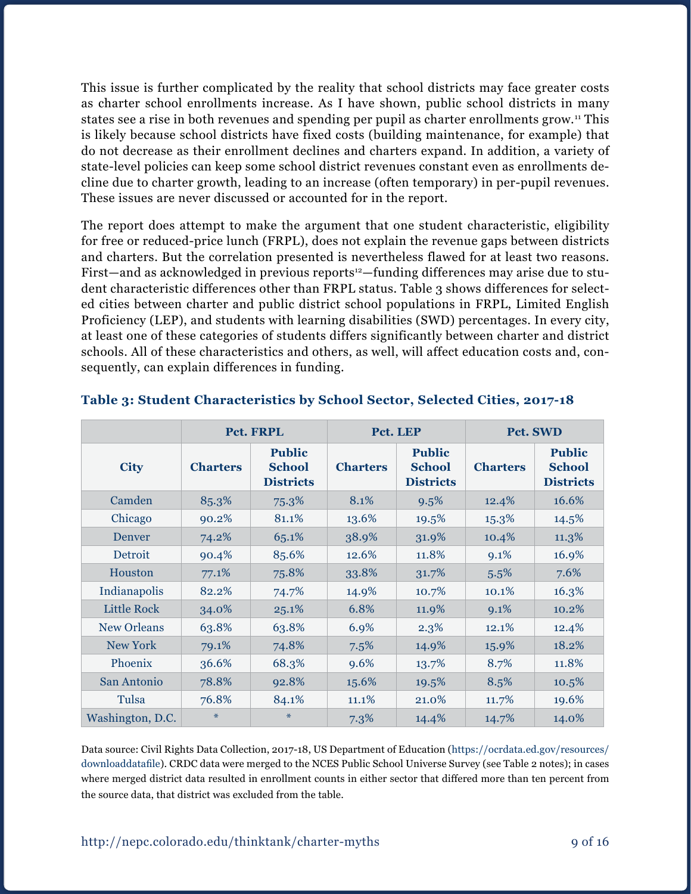This issue is further complicated by the reality that school districts may face greater costs as charter school enrollments increase. As I have shown, public school districts in many states see a rise in both revenues and spending per pupil as charter enrollments grow.[11] This is likely because school districts have fixed costs (building maintenance, for example) that do not decrease as their enrollment declines and charters expand. In addition, a variety of state-level policies can keep some school district revenues constant even as enrollments decline due to charter growth, leading to an increase (often temporary) in per-pupil revenues. These issues are never discussed or accounted for in the report.

The report does attempt to make the argument that one student characteristic, eligibility for free or reduced-price lunch (FRPL), does not explain the revenue gaps between districts and charters. But the correlation presented is nevertheless flawed for at least two reasons. First—and as acknowledged in previous reports[12]—funding differences may arise due to student characteristic differences other than FRPL status. Table 3 shows differences for selected cities between charter and public district school populations in FRPL, Limited English Proficiency (LEP), and students with learning disabilities (SWD) percentages. In every city, at least one of these categories of students differs significantly between charter and district schools. All of these characteristics and others, as well, will affect education costs and, consequently, can explain differences in funding.

**Table 3: Student Characteristics by School Sector, Selected Cities, 2017-18**

| | Pct. FRPL | | Pct. LEP | | Pct. SWD | |
|---|---|---|---|---|---|---|
| City | Charters | Public School Districts | Charters | Public School Districts | Charters | Public School Districts |
| Camden | 85.3% | 75.3% | 8.1% | 9.5% | 12.4% | 16.6% |
| Chicago | 90.2% | 81.1% | 13.6% | 19.5% | 15.3% | 14.5% |
| Denver | 74.2% | 65.1% | 38.9% | 31.9% | 10.4% | 11.3% |
| Detroit | 90.4% | 85.6% | 12.6% | 11.8% | 9.1% | 16.9% |
| Houston | 77.1% | 75.8% | 33.8% | 31.7% | 5.5% | 7.6% |
| Indianapolis | 82.2% | 74.7% | 14.9% | 10.7% | 10.1% | 16.3% |
| Little Rock | 34.0% | 25.1% | 6.8% | 11.9% | 9.1% | 10.2% |
| New Orleans | 63.8% | 63.8% | 6.9% | 2.3% | 12.1% | 12.4% |
| New York | 79.1% | 74.8% | 7.5% | 14.9% | 15.9% | 18.2% |
| Phoenix | 36.6% | 68.3% | 9.6% | 13.7% | 8.7% | 11.8% |
| San Antonio | 78.8% | 92.8% | 15.6% | 19.5% | 8.5% | 10.5% |
| Tulsa | 76.8% | 84.1% | 11.1% | 21.0% | 11.7% | 19.6% |
| Washington, D.C. | * | * | 7.3% | 14.4% | 14.7% | 14.0% |

Data source: Civil Rights Data Collection, 2017-18, US Department of Education (https://ocrdata.ed.gov/resources/downloaddatafile). CRDC data were merged to the NCES Public School Universe Survey (see Table 2 notes); in cases where merged district data resulted in enrollment counts in either sector that differed more than ten percent from the source data, that district was excluded from the table.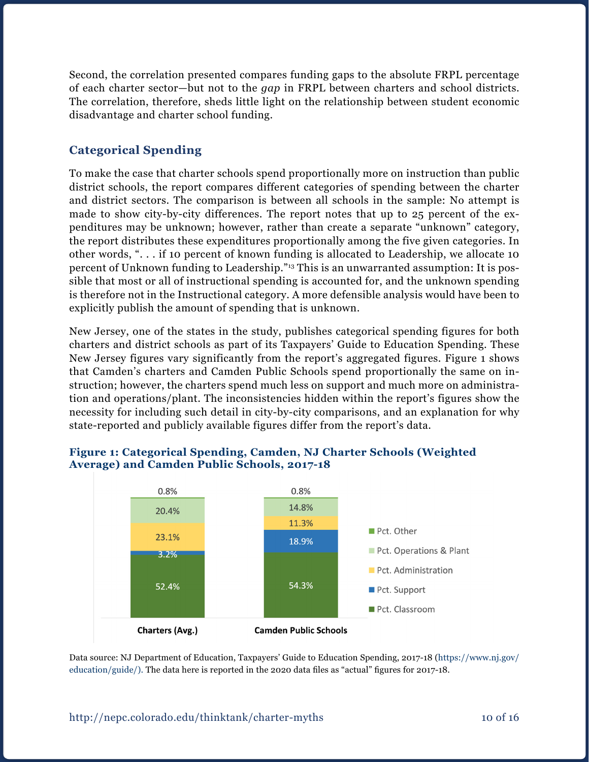Second, the correlation presented compares funding gaps to the absolute FRPL percentage of each charter sector—but not to the *gap* in FRPL between charters and school districts. The correlation, therefore, sheds little light on the relationship between student economic disadvantage and charter school funding.

## Categorical Spending

To make the case that charter schools spend proportionally more on instruction than public district schools, the report compares different categories of spending between the charter and district sectors. The comparison is between all schools in the sample: No attempt is made to show city-by-city differences. The report notes that up to 25 percent of the expenditures may be unknown; however, rather than create a separate "unknown" category, the report distributes these expenditures proportionally among the five given categories. In other words, ". . . if 10 percent of known funding is allocated to Leadership, we allocate 10 percent of Unknown funding to Leadership."[13] This is an unwarranted assumption: It is possible that most or all of instructional spending is accounted for, and the unknown spending is therefore not in the Instructional category. A more defensible analysis would have been to explicitly publish the amount of spending that is unknown.

New Jersey, one of the states in the study, publishes categorical spending figures for both charters and district schools as part of its Taxpayers' Guide to Education Spending. These New Jersey figures vary significantly from the report's aggregated figures. Figure 1 shows that Camden's charters and Camden Public Schools spend proportionally the same on instruction; however, the charters spend much less on support and much more on administration and operations/plant. The inconsistencies hidden within the report's figures show the necessity for including such detail in city-by-city comparisons, and an explanation for why state-reported and publicly available figures differ from the report's data.

**Figure 1: Categorical Spending, Camden, NJ Charter Schools (Weighted Average) and Camden Public Schools, 2017-18**

Charters (Avg.)
0.8%
20.4%
23.1%
3.2%
52.4%

Camden Public Schools
0.8%
14.8%
11.3%
18.9%
54.3%

Pct. Other
Pct. Operations & Plant
Pct. Administration
Pct. Support
Pct. Classroom

Data source: NJ Department of Education, Taxpayers' Guide to Education Spending, 2017-18 (https://www.nj.gov/education/guide/). The data here is reported in the 2020 data files as "actual" figures for 2017-18.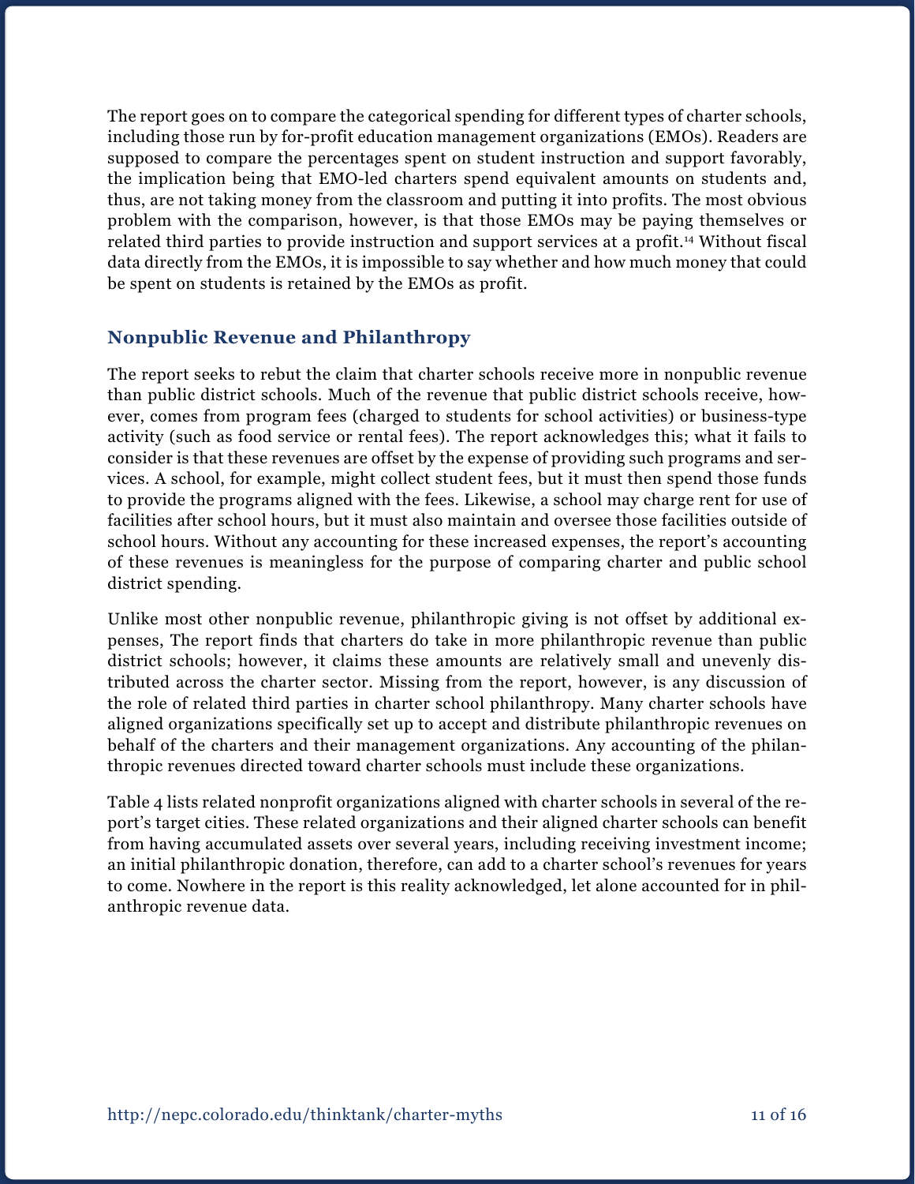The report goes on to compare the categorical spending for different types of charter schools, including those run by for-profit education management organizations (EMOs). Readers are supposed to compare the percentages spent on student instruction and support favorably, the implication being that EMO-led charters spend equivalent amounts on students and, thus, are not taking money from the classroom and putting it into profits. The most obvious problem with the comparison, however, is that those EMOs may be paying themselves or related third parties to provide instruction and support services at a profit.[14] Without fiscal data directly from the EMOs, it is impossible to say whether and how much money that could be spent on students is retained by the EMOs as profit.

## Nonpublic Revenue and Philanthropy

The report seeks to rebut the claim that charter schools receive more in nonpublic revenue than public district schools. Much of the revenue that public district schools receive, however, comes from program fees (charged to students for school activities) or business-type activity (such as food service or rental fees). The report acknowledges this; what it fails to consider is that these revenues are offset by the expense of providing such programs and services. A school, for example, might collect student fees, but it must then spend those funds to provide the programs aligned with the fees. Likewise, a school may charge rent for use of facilities after school hours, but it must also maintain and oversee those facilities outside of school hours. Without any accounting for these increased expenses, the report's accounting of these revenues is meaningless for the purpose of comparing charter and public school district spending.

Unlike most other nonpublic revenue, philanthropic giving is not offset by additional expenses, The report finds that charters do take in more philanthropic revenue than public district schools; however, it claims these amounts are relatively small and unevenly distributed across the charter sector. Missing from the report, however, is any discussion of the role of related third parties in charter school philanthropy. Many charter schools have aligned organizations specifically set up to accept and distribute philanthropic revenues on behalf of the charters and their management organizations. Any accounting of the philanthropic revenues directed toward charter schools must include these organizations.

Table 4 lists related nonprofit organizations aligned with charter schools in several of the report's target cities. These related organizations and their aligned charter schools can benefit from having accumulated assets over several years, including receiving investment income; an initial philanthropic donation, therefore, can add to a charter school's revenues for years to come. Nowhere in the report is this reality acknowledged, let alone accounted for in philanthropic revenue data.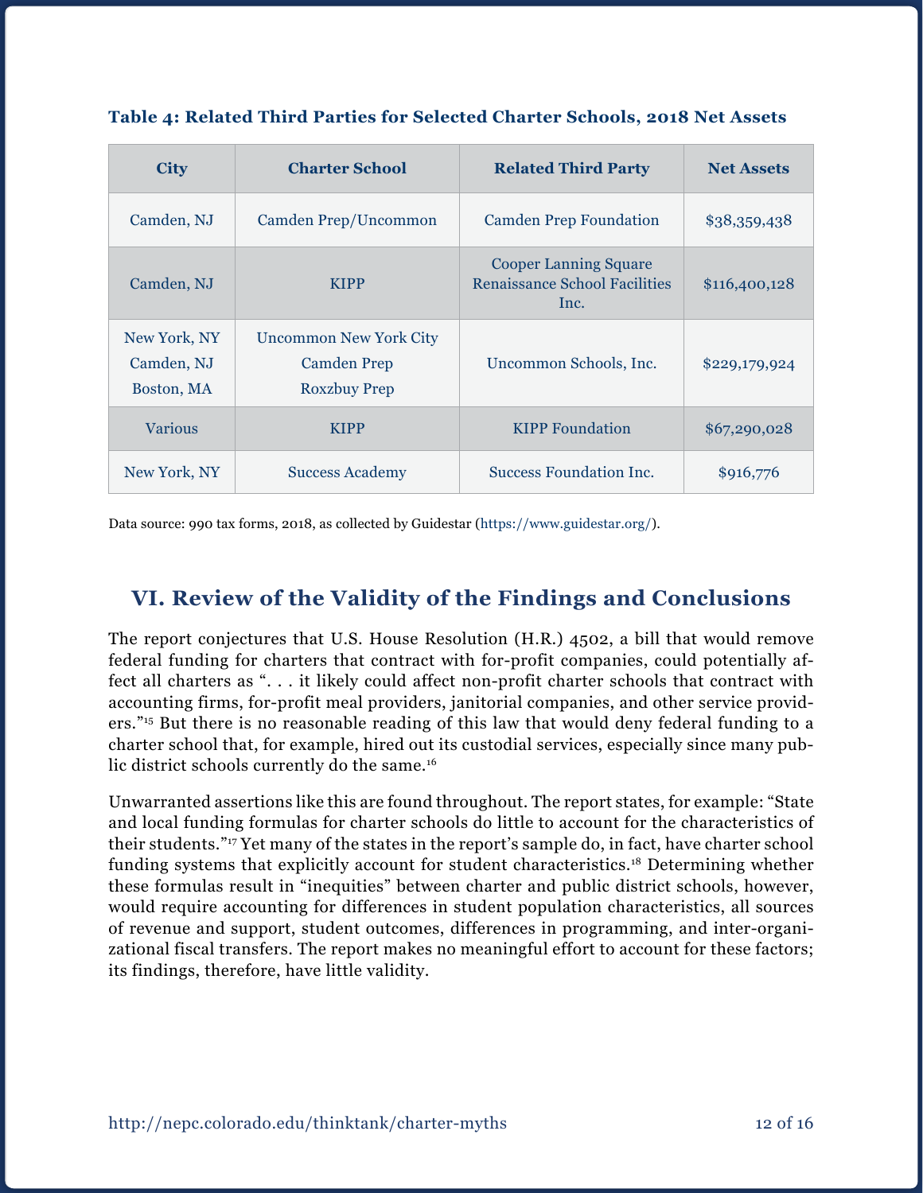**Table 4: Related Third Parties for Selected Charter Schools, 2018 Net Assets**

| City | Charter School | Related Third Party | Net Assets |
|---|---|---|---|
| Camden, NJ | Camden Prep/Uncommon | Camden Prep Foundation | $38,359,438 |
| Camden, NJ | KIPP | Cooper Lanning Square Renaissance School Facilities Inc. | $116,400,128 |
| New York, NY<br>Camden, NJ<br>Boston, MA | Uncommon New York City<br>Camden Prep<br>Roxzbuy Prep | Uncommon Schools, Inc. | $229,179,924 |
| Various | KIPP | KIPP Foundation | $67,290,028 |
| New York, NY | Success Academy | Success Foundation Inc. | $916,776 |

Data source: 990 tax forms, 2018, as collected by Guidestar (https://www.guidestar.org/).

## VI. Review of the Validity of the Findings and Conclusions

The report conjectures that U.S. House Resolution (H.R.) 4502, a bill that would remove federal funding for charters that contract with for-profit companies, could potentially affect all charters as ". . . it likely could affect non-profit charter schools that contract with accounting firms, for-profit meal providers, janitorial companies, and other service providers."[15] But there is no reasonable reading of this law that would deny federal funding to a charter school that, for example, hired out its custodial services, especially since many public district schools currently do the same.[16]

Unwarranted assertions like this are found throughout. The report states, for example: "State and local funding formulas for charter schools do little to account for the characteristics of their students."[17] Yet many of the states in the report's sample do, in fact, have charter school funding systems that explicitly account for student characteristics.[18] Determining whether these formulas result in "inequities" between charter and public district schools, however, would require accounting for differences in student population characteristics, all sources of revenue and support, student outcomes, differences in programming, and inter-organizational fiscal transfers. The report makes no meaningful effort to account for these factors; its findings, therefore, have little validity.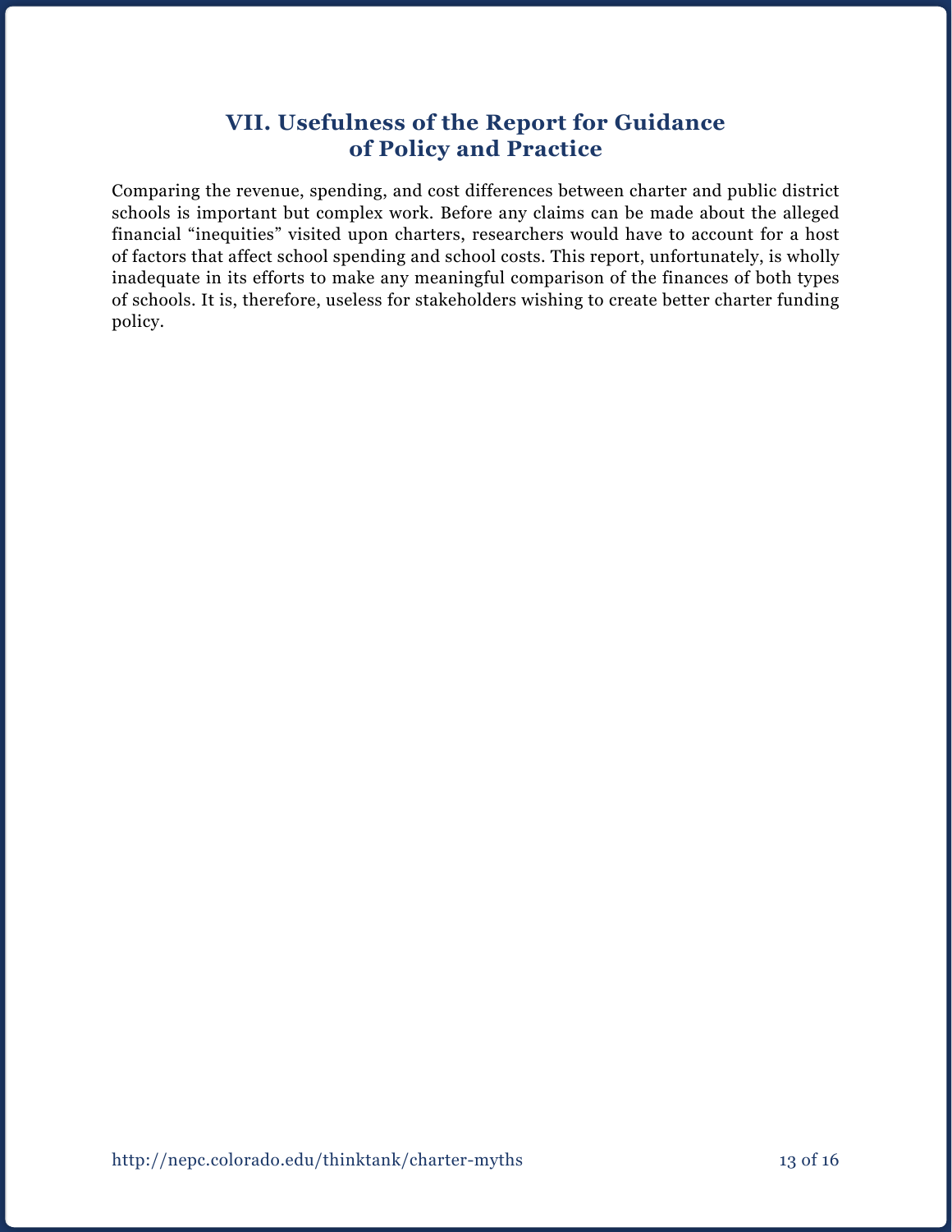## VII. Usefulness of the Report for Guidance of Policy and Practice

Comparing the revenue, spending, and cost differences between charter and public district schools is important but complex work. Before any claims can be made about the alleged financial "inequities" visited upon charters, researchers would have to account for a host of factors that affect school spending and school costs. This report, unfortunately, is wholly inadequate in its efforts to make any meaningful comparison of the finances of both types of schools. It is, therefore, useless for stakeholders wishing to create better charter funding policy.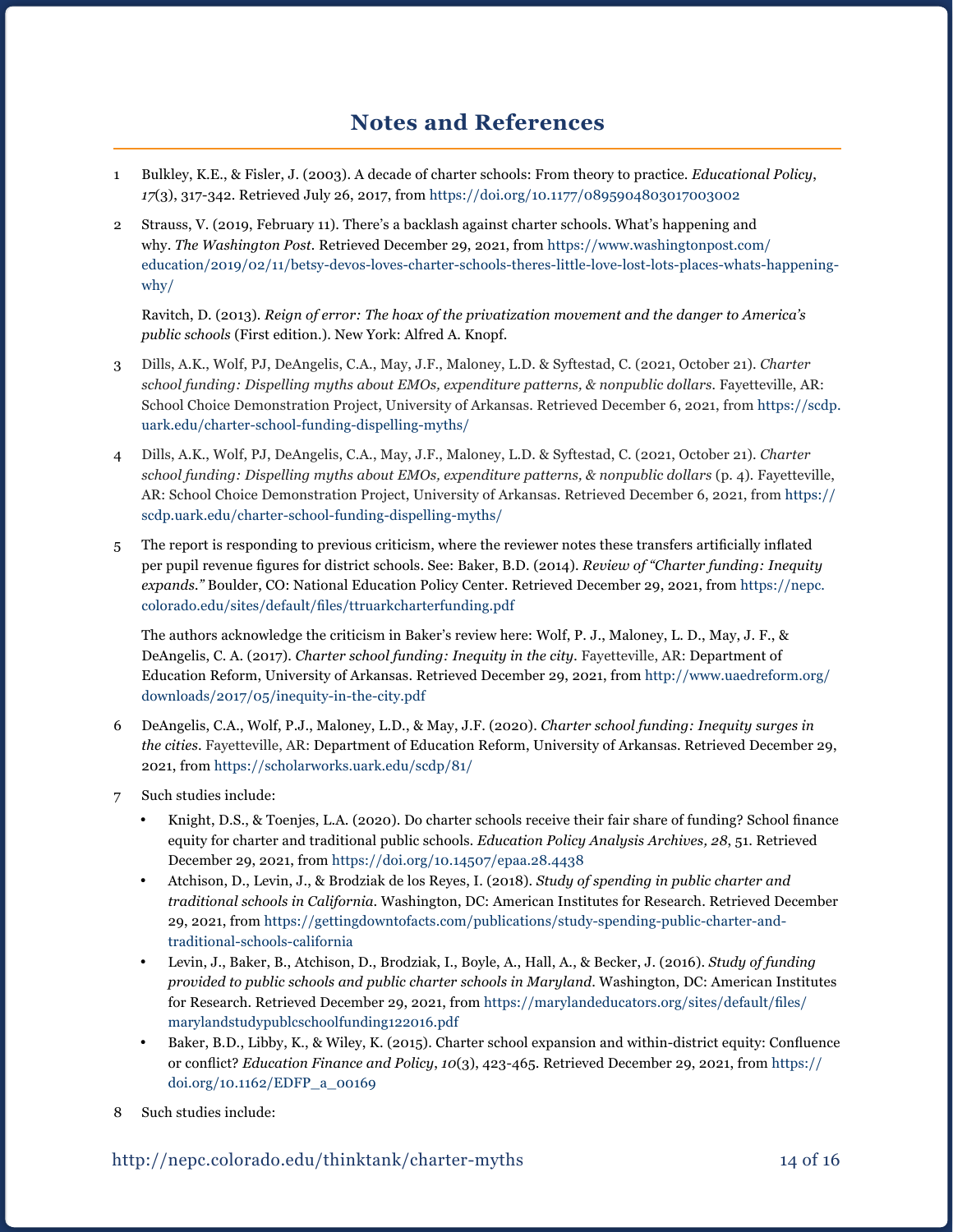# Notes and References

1 Bulkley, K.E., & Fisler, J. (2003). A decade of charter schools: From theory to practice. *Educational Policy*, *17*(3), 317-342. Retrieved July 26, 2017, from https://doi.org/10.1177/0895904803017003002

2 Strauss, V. (2019, February 11). There's a backlash against charter schools. What's happening and why. *The Washington Post*. Retrieved December 29, 2021, from https://www.washingtonpost.com/education/2019/02/11/betsy-devos-loves-charter-schools-theres-little-love-lost-lots-places-whats-happening-why/

Ravitch, D. (2013). *Reign of error: The hoax of the privatization movement and the danger to America's public schools* (First edition.). New York: Alfred A. Knopf.

3 Dills, A.K., Wolf, PJ, DeAngelis, C.A., May, J.F., Maloney, L.D. & Syftestad, C. (2021, October 21). *Charter school funding: Dispelling myths about EMOs, expenditure patterns, & nonpublic dollars*. Fayetteville, AR: School Choice Demonstration Project, University of Arkansas. Retrieved December 6, 2021, from https://scdp.uark.edu/charter-school-funding-dispelling-myths/

4 Dills, A.K., Wolf, PJ, DeAngelis, C.A., May, J.F., Maloney, L.D. & Syftestad, C. (2021, October 21). *Charter school funding: Dispelling myths about EMOs, expenditure patterns, & nonpublic dollars* (p. 4). Fayetteville, AR: School Choice Demonstration Project, University of Arkansas. Retrieved December 6, 2021, from https://scdp.uark.edu/charter-school-funding-dispelling-myths/

5 The report is responding to previous criticism, where the reviewer notes these transfers artificially inflated per pupil revenue figures for district schools. See: Baker, B.D. (2014). *Review of "Charter funding: Inequity expands."* Boulder, CO: National Education Policy Center. Retrieved December 29, 2021, from https://nepc.colorado.edu/sites/default/files/ttruarkcharterfunding.pdf

The authors acknowledge the criticism in Baker's review here: Wolf, P. J., Maloney, L. D., May, J. F., & DeAngelis, C. A. (2017). *Charter school funding: Inequity in the city*. Fayetteville, AR: Department of Education Reform, University of Arkansas. Retrieved December 29, 2021, from http://www.uaedreform.org/downloads/2017/05/inequity-in-the-city.pdf

6 DeAngelis, C.A., Wolf, P.J., Maloney, L.D., & May, J.F. (2020). *Charter school funding: Inequity surges in the cities*. Fayetteville, AR: Department of Education Reform, University of Arkansas. Retrieved December 29, 2021, from https://scholarworks.uark.edu/scdp/81/

7 Such studies include:

- Knight, D.S., & Toenjes, L.A. (2020). Do charter schools receive their fair share of funding? School finance equity for charter and traditional public schools. *Education Policy Analysis Archives, 28*, 51. Retrieved December 29, 2021, from https://doi.org/10.14507/epaa.28.4438
- Atchison, D., Levin, J., & Brodziak de los Reyes, I. (2018). *Study of spending in public charter and traditional schools in California*. Washington, DC: American Institutes for Research. Retrieved December 29, 2021, from https://gettingdowntofacts.com/publications/study-spending-public-charter-and-traditional-schools-california
- Levin, J., Baker, B., Atchison, D., Brodziak, I., Boyle, A., Hall, A., & Becker, J. (2016). *Study of funding provided to public schools and public charter schools in Maryland*. Washington, DC: American Institutes for Research. Retrieved December 29, 2021, from https://marylandeducators.org/sites/default/files/marylandstudypublcschoolfunding122016.pdf
- Baker, B.D., Libby, K., & Wiley, K. (2015). Charter school expansion and within-district equity: Confluence or conflict? *Education Finance and Policy*, *10*(3), 423-465. Retrieved December 29, 2021, from https://doi.org/10.1162/EDFP_a_00169

8 Such studies include: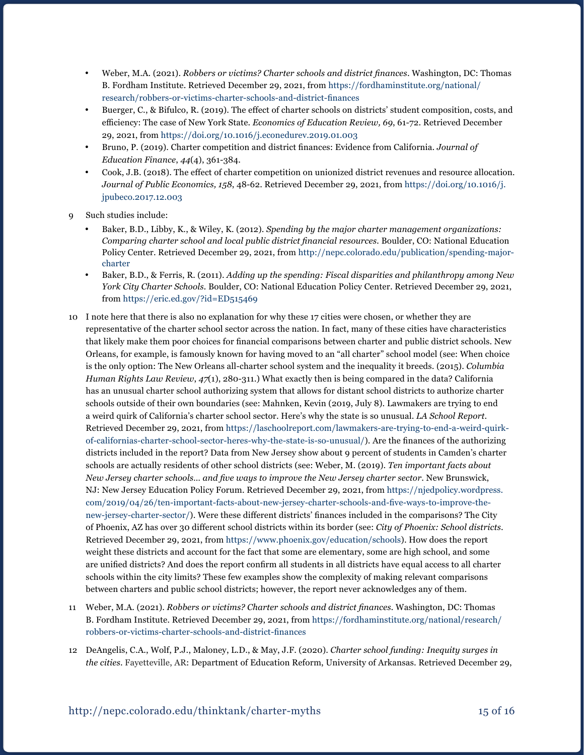- Weber, M.A. (2021). *Robbers or victims? Charter schools and district finances*. Washington, DC: Thomas B. Fordham Institute. Retrieved December 29, 2021, from https://fordhaminstitute.org/national/research/robbers-or-victims-charter-schools-and-district-finances
- Buerger, C., & Bifulco, R. (2019). The effect of charter schools on districts' student composition, costs, and efficiency: The case of New York State. *Economics of Education Review, 69*, 61-72. Retrieved December 29, 2021, from https://doi.org/10.1016/j.econedurev.2019.01.003
- Bruno, P. (2019). Charter competition and district finances: Evidence from California. *Journal of Education Finance*, *44*(4), 361-384.
- Cook, J.B. (2018). The effect of charter competition on unionized district revenues and resource allocation. *Journal of Public Economics, 158*, 48-62. Retrieved December 29, 2021, from https://doi.org/10.1016/j.jpubeco.2017.12.003

9 Such studies include:

- Baker, B.D., Libby, K., & Wiley, K. (2012). *Spending by the major charter management organizations: Comparing charter school and local public district financial resources*. Boulder, CO: National Education Policy Center. Retrieved December 29, 2021, from http://nepc.colorado.edu/publication/spending-major-charter
- Baker, B.D., & Ferris, R. (2011). *Adding up the spending: Fiscal disparities and philanthropy among New York City Charter Schools*. Boulder, CO: National Education Policy Center. Retrieved December 29, 2021, from https://eric.ed.gov/?id=ED515469

10 I note here that there is also no explanation for why these 17 cities were chosen, or whether they are representative of the charter school sector across the nation. In fact, many of these cities have characteristics that likely make them poor choices for financial comparisons between charter and public district schools. New Orleans, for example, is famously known for having moved to an "all charter" school model (see: When choice is the only option: The New Orleans all-charter school system and the inequality it breeds. (2015). *Columbia Human Rights Law Review*, *47*(1), 280-311.) What exactly then is being compared in the data? California has an unusual charter school authorizing system that allows for distant school districts to authorize charter schools outside of their own boundaries (see: Mahnken, Kevin (2019, July 8). Lawmakers are trying to end a weird quirk of California's charter school sector. Here's why the state is so unusual. *LA School Report*. Retrieved December 29, 2021, from https://laschoolreport.com/lawmakers-are-trying-to-end-a-weird-quirk-of-californias-charter-school-sector-heres-why-the-state-is-so-unusual/). Are the finances of the authorizing districts included in the report? Data from New Jersey show about 9 percent of students in Camden's charter schools are actually residents of other school districts (see: Weber, M. (2019). *Ten important facts about New Jersey charter schools… and five ways to improve the New Jersey charter sector*. New Brunswick, NJ: New Jersey Education Policy Forum. Retrieved December 29, 2021, from https://njedpolicy.wordpress.com/2019/04/26/ten-important-facts-about-new-jersey-charter-schools-and-five-ways-to-improve-the-new-jersey-charter-sector/). Were these different districts' finances included in the comparisons? The City of Phoenix, AZ has over 30 different school districts within its border (see: *City of Phoenix: School districts*. Retrieved December 29, 2021, from https://www.phoenix.gov/education/schools). How does the report weight these districts and account for the fact that some are elementary, some are high school, and some are unified districts? And does the report confirm all students in all districts have equal access to all charter schools within the city limits? These few examples show the complexity of making relevant comparisons between charters and public school districts; however, the report never acknowledges any of them.

11 Weber, M.A. (2021). *Robbers or victims? Charter schools and district finances*. Washington, DC: Thomas B. Fordham Institute. Retrieved December 29, 2021, from https://fordhaminstitute.org/national/research/robbers-or-victims-charter-schools-and-district-finances

12 DeAngelis, C.A., Wolf, P.J., Maloney, L.D., & May, J.F. (2020). *Charter school funding: Inequity surges in the cities*. Fayetteville, AR: Department of Education Reform, University of Arkansas. Retrieved December 29,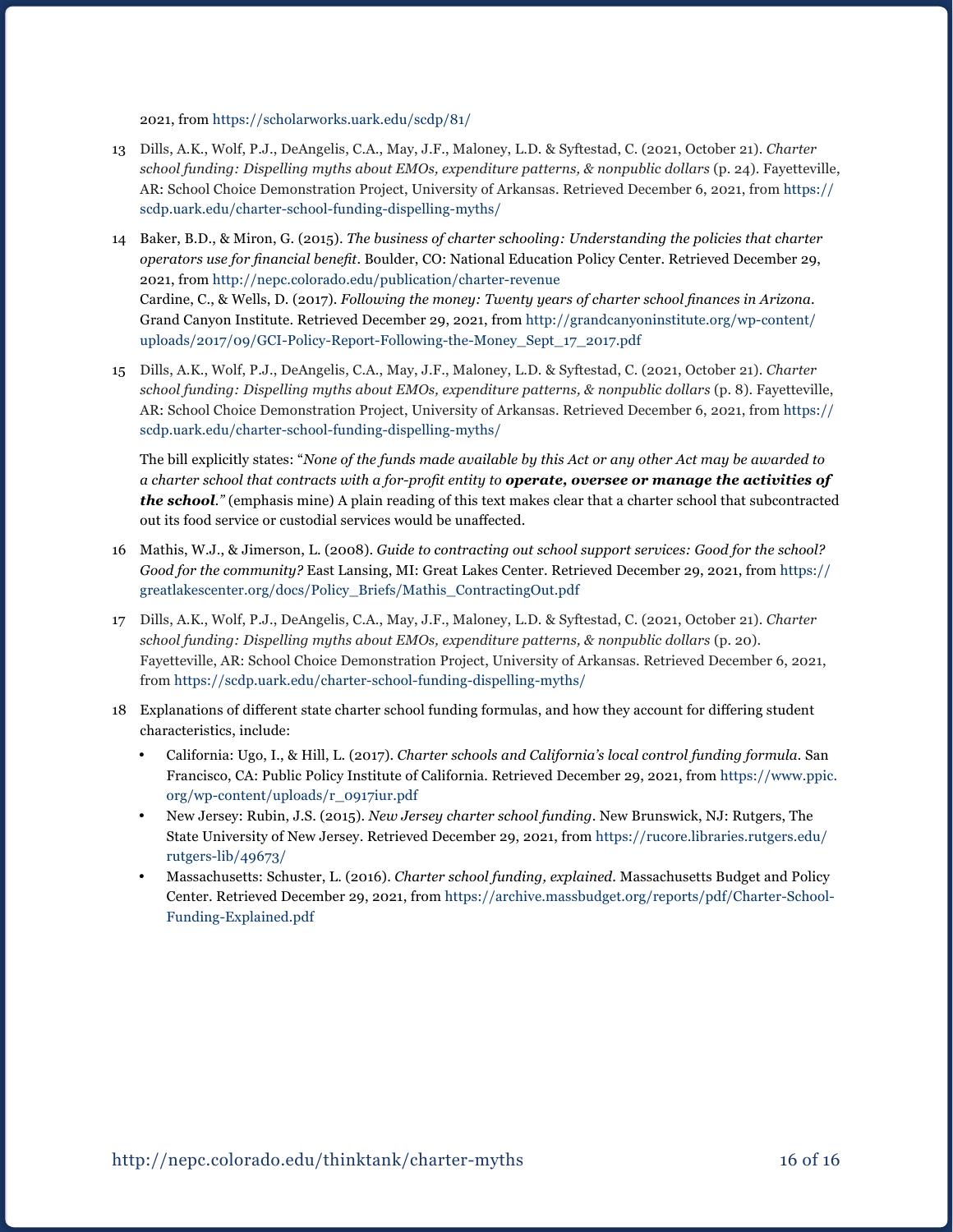2021, from https://scholarworks.uark.edu/scdp/81/

13 Dills, A.K., Wolf, P.J., DeAngelis, C.A., May, J.F., Maloney, L.D. & Syftestad, C. (2021, October 21). *Charter school funding: Dispelling myths about EMOs, expenditure patterns, & nonpublic dollars* (p. 24). Fayetteville, AR: School Choice Demonstration Project, University of Arkansas. Retrieved December 6, 2021, from https://scdp.uark.edu/charter-school-funding-dispelling-myths/

14 Baker, B.D., & Miron, G. (2015). *The business of charter schooling: Understanding the policies that charter operators use for financial benefit*. Boulder, CO: National Education Policy Center. Retrieved December 29, 2021, from http://nepc.colorado.edu/publication/charter-revenue

Cardine, C., & Wells, D. (2017). *Following the money: Twenty years of charter school finances in Arizona*. Grand Canyon Institute. Retrieved December 29, 2021, from http://grandcanyoninstitute.org/wp-content/uploads/2017/09/GCI-Policy-Report-Following-the-Money_Sept_17_2017.pdf

15 Dills, A.K., Wolf, P.J., DeAngelis, C.A., May, J.F., Maloney, L.D. & Syftestad, C. (2021, October 21). *Charter school funding: Dispelling myths about EMOs, expenditure patterns, & nonpublic dollars* (p. 8). Fayetteville, AR: School Choice Demonstration Project, University of Arkansas. Retrieved December 6, 2021, from https://scdp.uark.edu/charter-school-funding-dispelling-myths/

The bill explicitly states: "*None of the funds made available by this Act or any other Act may be awarded to a charter school that contracts with a for-profit entity to* ***operate, oversee or manage the activities of the school****."* (emphasis mine) A plain reading of this text makes clear that a charter school that subcontracted out its food service or custodial services would be unaffected.

16 Mathis, W.J., & Jimerson, L. (2008). *Guide to contracting out school support services: Good for the school? Good for the community?* East Lansing, MI: Great Lakes Center. Retrieved December 29, 2021, from https://greatlakescenter.org/docs/Policy_Briefs/Mathis_ContractingOut.pdf

17 Dills, A.K., Wolf, P.J., DeAngelis, C.A., May, J.F., Maloney, L.D. & Syftestad, C. (2021, October 21). *Charter school funding: Dispelling myths about EMOs, expenditure patterns, & nonpublic dollars* (p. 20). Fayetteville, AR: School Choice Demonstration Project, University of Arkansas. Retrieved December 6, 2021, from https://scdp.uark.edu/charter-school-funding-dispelling-myths/

18 Explanations of different state charter school funding formulas, and how they account for differing student characteristics, include:

- California: Ugo, I., & Hill, L. (2017). *Charter schools and California's local control funding formula*. San Francisco, CA: Public Policy Institute of California. Retrieved December 29, 2021, from https://www.ppic.org/wp-content/uploads/r_0917iur.pdf
- New Jersey: Rubin, J.S. (2015). *New Jersey charter school funding*. New Brunswick, NJ: Rutgers, The State University of New Jersey. Retrieved December 29, 2021, from https://rucore.libraries.rutgers.edu/rutgers-lib/49673/
- Massachusetts: Schuster, L. (2016). *Charter school funding, explained*. Massachusetts Budget and Policy Center. Retrieved December 29, 2021, from https://archive.massbudget.org/reports/pdf/Charter-School-Funding-Explained.pdf